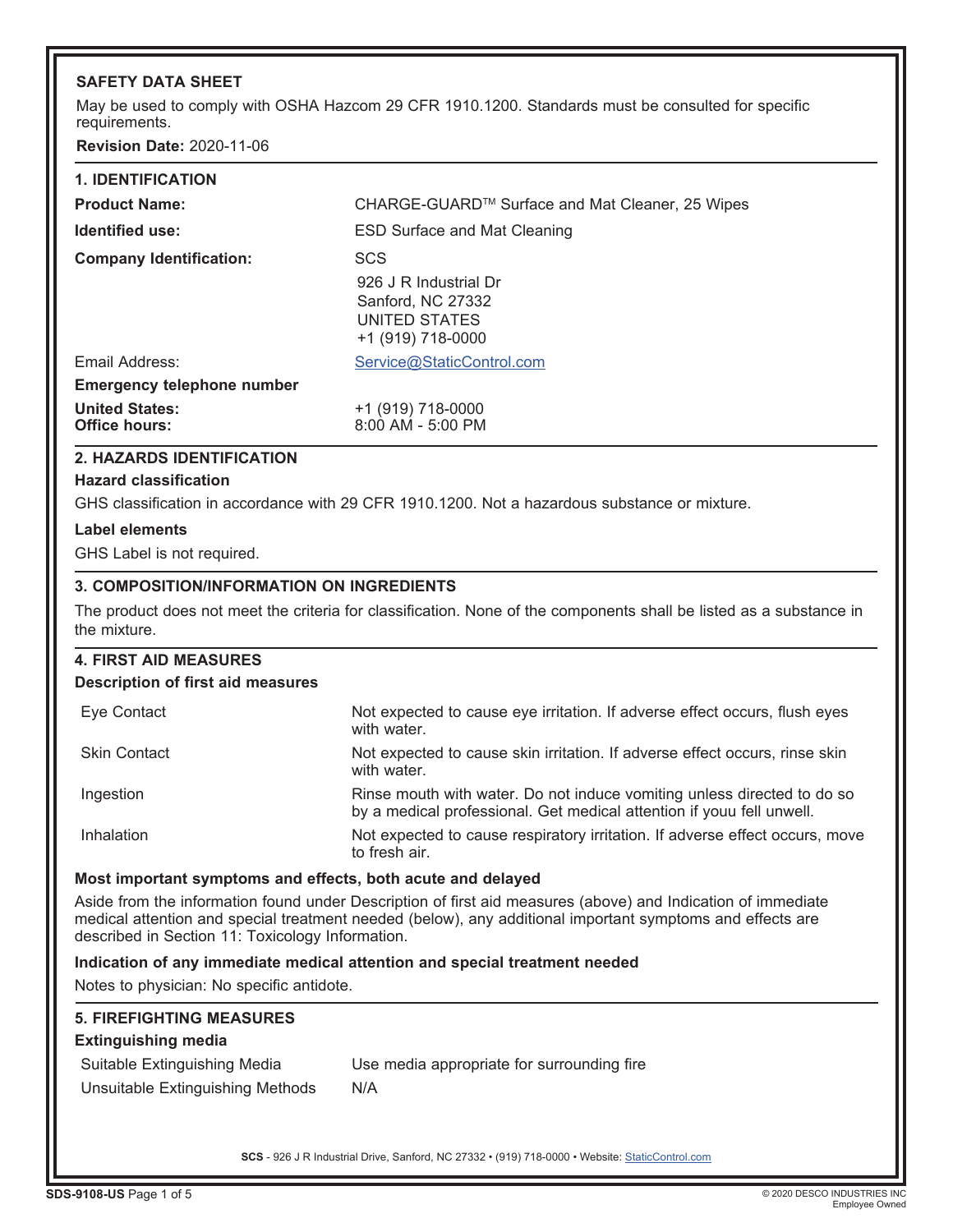# SAFETY DATA SHEET

May be used to comply with OSHA Hazcom 29 CFR 1910.1200. Standards must be consulted for specific requirements.

**Revision Date:** 2020-11-06

## 1. IDENTIFICATION

| | |
|---|---|
| **Product Name:** | CHARGE-GUARD™ Surface and Mat Cleaner, 25 Wipes |
| **Identified use:** | ESD Surface and Mat Cleaning |
| **Company Identification:** | SCS<br>926 J R Industrial Dr<br>Sanford, NC 27332<br>UNITED STATES<br>+1 (919) 718-0000 |
| Email Address: | Service@StaticControl.com |
| **Emergency telephone number** | |
| **United States:** | +1 (919) 718-0000 |
| **Office hours:** | 8:00 AM - 5:00 PM |

## 2. HAZARDS IDENTIFICATION

### Hazard classification

GHS classification in accordance with 29 CFR 1910.1200. Not a hazardous substance or mixture.

### Label elements

GHS Label is not required.

## 3. COMPOSITION/INFORMATION ON INGREDIENTS

The product does not meet the criteria for classification. None of the components shall be listed as a substance in the mixture.

## 4. FIRST AID MEASURES

### Description of first aid measures

| | |
|---|---|
| Eye Contact | Not expected to cause eye irritation. If adverse effect occurs, flush eyes with water. |
| Skin Contact | Not expected to cause skin irritation. If adverse effect occurs, rinse skin with water. |
| Ingestion | Rinse mouth with water. Do not induce vomiting unless directed to do so by a medical professional. Get medical attention if youu fell unwell. |
| Inhalation | Not expected to cause respiratory irritation. If adverse effect occurs, move to fresh air. |

### Most important symptoms and effects, both acute and delayed

Aside from the information found under Description of first aid measures (above) and Indication of immediate medical attention and special treatment needed (below), any additional important symptoms and effects are described in Section 11: Toxicology Information.

### Indication of any immediate medical attention and special treatment needed

Notes to physician: No specific antidote.

## 5. FIREFIGHTING MEASURES

### Extinguishing media

| | |
|---|---|
| Suitable Extinguishing Media | Use media appropriate for surrounding fire |
| Unsuitable Extinguishing Methods | N/A |

**SCS** - 926 J R Industrial Drive, Sanford, NC 27332 • (919) 718-0000 • Website: StaticControl.com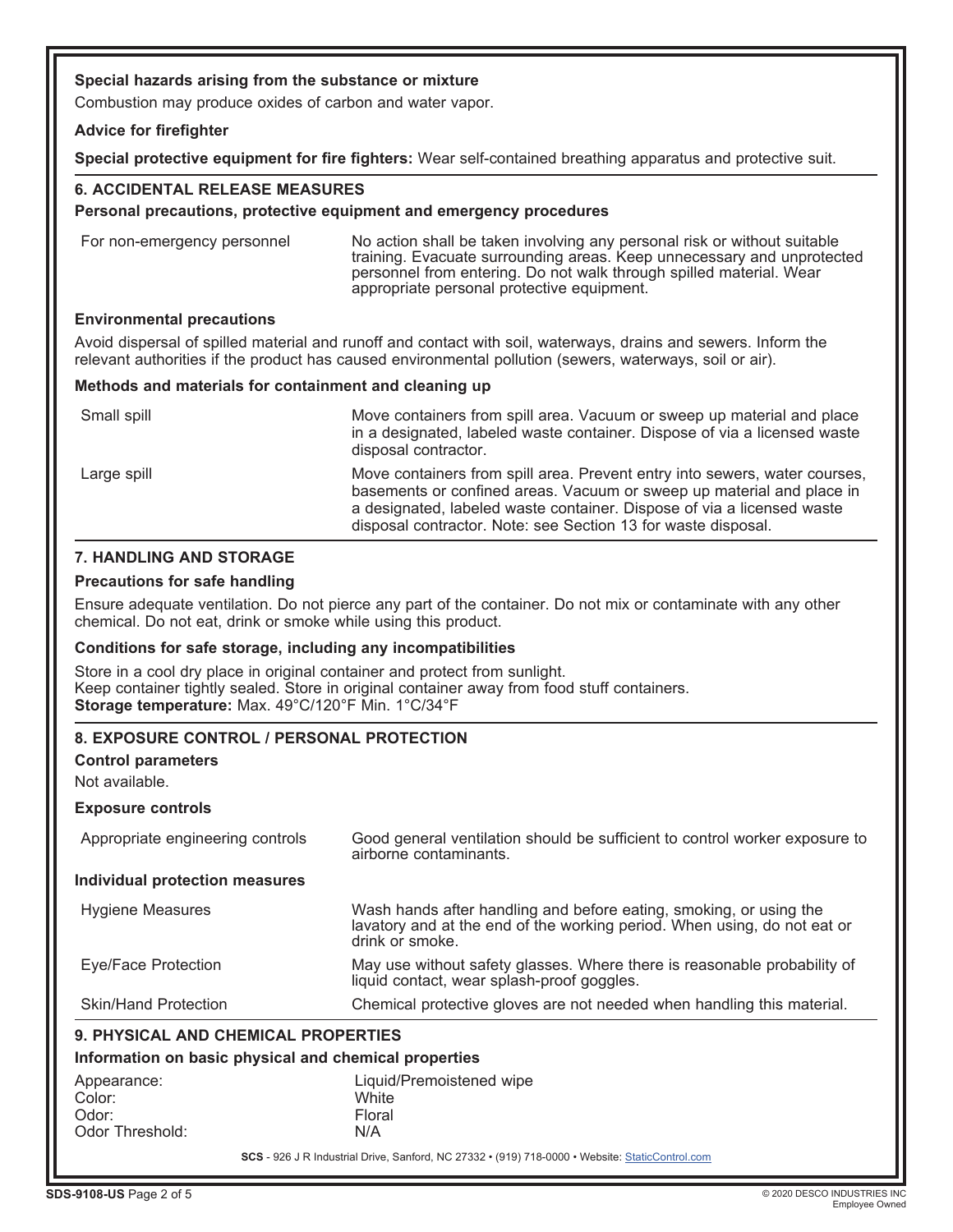**Special hazards arising from the substance or mixture**

Combustion may produce oxides of carbon and water vapor.

**Advice for firefighter**

**Special protective equipment for fire fighters:** Wear self-contained breathing apparatus and protective suit.

## 6. ACCIDENTAL RELEASE MEASURES

**Personal precautions, protective equipment and emergency procedures**

| | |
|---|---|
| For non-emergency personnel | No action shall be taken involving any personal risk or without suitable training. Evacuate surrounding areas. Keep unnecessary and unprotected personnel from entering. Do not walk through spilled material. Wear appropriate personal protective equipment. |

**Environmental precautions**

Avoid dispersal of spilled material and runoff and contact with soil, waterways, drains and sewers. Inform the relevant authorities if the product has caused environmental pollution (sewers, waterways, soil or air).

**Methods and materials for containment and cleaning up**

| | |
|---|---|
| Small spill | Move containers from spill area. Vacuum or sweep up material and place in a designated, labeled waste container. Dispose of via a licensed waste disposal contractor. |
| Large spill | Move containers from spill area. Prevent entry into sewers, water courses, basements or confined areas. Vacuum or sweep up material and place in a designated, labeled waste container. Dispose of via a licensed waste disposal contractor. Note: see Section 13 for waste disposal. |

## 7. HANDLING AND STORAGE

**Precautions for safe handling**

Ensure adequate ventilation. Do not pierce any part of the container. Do not mix or contaminate with any other chemical. Do not eat, drink or smoke while using this product.

**Conditions for safe storage, including any incompatibilities**

Store in a cool dry place in original container and protect from sunlight.
Keep container tightly sealed. Store in original container away from food stuff containers.
**Storage temperature:** Max. 49°C/120°F Min. 1°C/34°F

## 8. EXPOSURE CONTROL / PERSONAL PROTECTION

**Control parameters**

Not available.

**Exposure controls**

| | |
|---|---|
| Appropriate engineering controls | Good general ventilation should be sufficient to control worker exposure to airborne contaminants. |

**Individual protection measures**

| | |
|---|---|
| Hygiene Measures | Wash hands after handling and before eating, smoking, or using the lavatory and at the end of the working period. When using, do not eat or drink or smoke. |
| Eye/Face Protection | May use without safety glasses. Where there is reasonable probability of liquid contact, wear splash-proof goggles. |
| Skin/Hand Protection | Chemical protective gloves are not needed when handling this material. |

## 9. PHYSICAL AND CHEMICAL PROPERTIES

**Information on basic physical and chemical properties**

| | |
|---|---|
| Appearance: | Liquid/Premoistened wipe |
| Color: | White |
| Odor: | Floral |
| Odor Threshold: | N/A |

SCS - 926 J R Industrial Drive, Sanford, NC 27332 • (919) 718-0000 • Website: StaticControl.com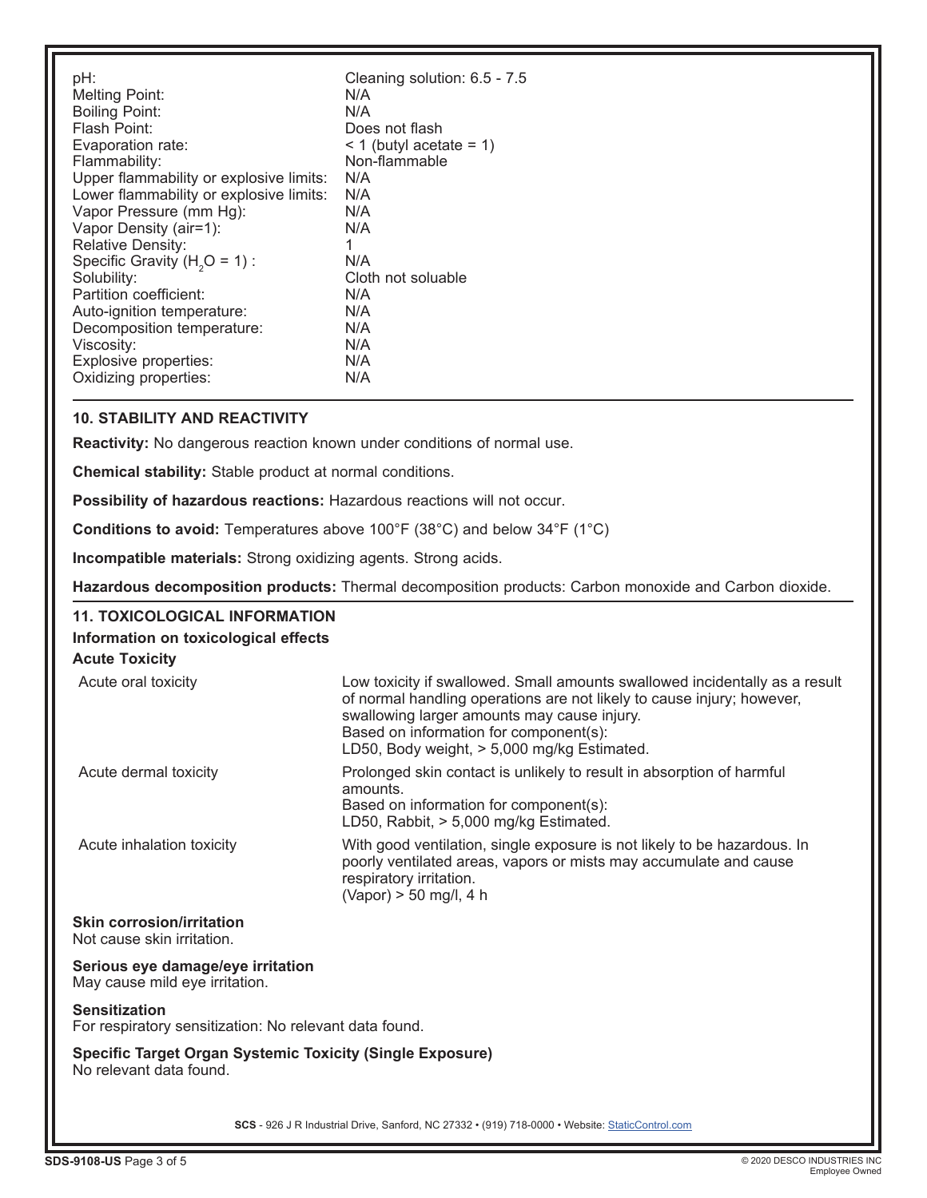| | |
|---|---|
| pH: | Cleaning solution: 6.5 - 7.5 |
| Melting Point: | N/A |
| Boiling Point: | N/A |
| Flash Point: | Does not flash |
| Evaporation rate: | < 1 (butyl acetate = 1) |
| Flammability: | Non-flammable |
| Upper flammability or explosive limits: | N/A |
| Lower flammability or explosive limits: | N/A |
| Vapor Pressure (mm Hg): | N/A |
| Vapor Density (air=1): | N/A |
| Relative Density: | 1 |
| Specific Gravity ($H_2O$ = 1) : | N/A |
| Solubility: | Cloth not soluable |
| Partition coefficient: | N/A |
| Auto-ignition temperature: | N/A |
| Decomposition temperature: | N/A |
| Viscosity: | N/A |
| Explosive properties: | N/A |
| Oxidizing properties: | N/A |

## 10. STABILITY AND REACTIVITY

**Reactivity:** No dangerous reaction known under conditions of normal use.

**Chemical stability:** Stable product at normal conditions.

**Possibility of hazardous reactions:** Hazardous reactions will not occur.

**Conditions to avoid:** Temperatures above 100°F (38°C) and below 34°F (1°C)

**Incompatible materials:** Strong oxidizing agents. Strong acids.

**Hazardous decomposition products:** Thermal decomposition products: Carbon monoxide and Carbon dioxide.

## 11. TOXICOLOGICAL INFORMATION

### Information on toxicological effects

### Acute Toxicity

| | |
|---|---|
| Acute oral toxicity | Low toxicity if swallowed. Small amounts swallowed incidentally as a result of normal handling operations are not likely to cause injury; however, swallowing larger amounts may cause injury.<br>Based on information for component(s):<br>LD50, Body weight, > 5,000 mg/kg Estimated. |
| Acute dermal toxicity | Prolonged skin contact is unlikely to result in absorption of harmful amounts.<br>Based on information for component(s):<br>LD50, Rabbit, > 5,000 mg/kg Estimated. |
| Acute inhalation toxicity | With good ventilation, single exposure is not likely to be hazardous. In poorly ventilated areas, vapors or mists may accumulate and cause respiratory irritation.<br>(Vapor) > 50 mg/l, 4 h |

**Skin corrosion/irritation**
Not cause skin irritation.

**Serious eye damage/eye irritation**
May cause mild eye irritation.

**Sensitization**
For respiratory sensitization: No relevant data found.

**Specific Target Organ Systemic Toxicity (Single Exposure)**
No relevant data found.

**SCS** - 926 J R Industrial Drive, Sanford, NC 27332 • (919) 718-0000 • Website: StaticControl.com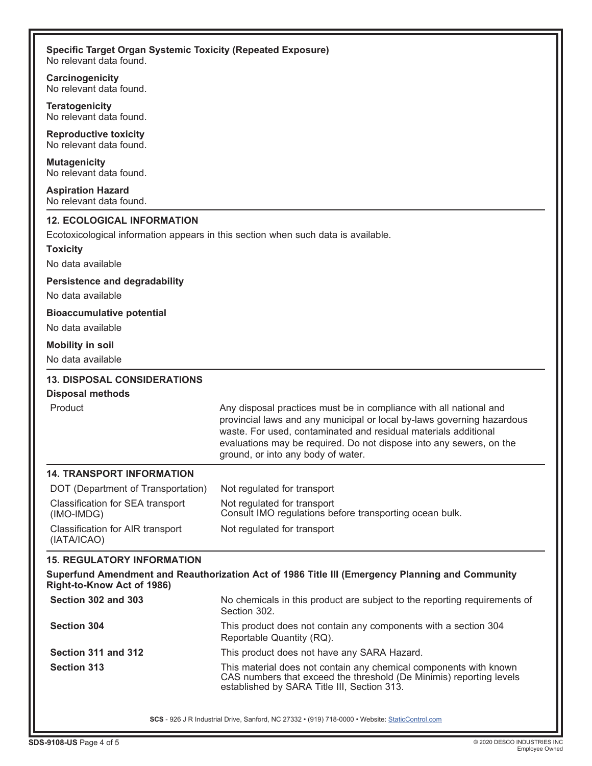**Specific Target Organ Systemic Toxicity (Repeated Exposure)**
No relevant data found.

**Carcinogenicity**
No relevant data found.

**Teratogenicity**
No relevant data found.

**Reproductive toxicity**
No relevant data found.

**Mutagenicity**
No relevant data found.

**Aspiration Hazard**
No relevant data found.

## 12. ECOLOGICAL INFORMATION

Ecotoxicological information appears in this section when such data is available.

**Toxicity**

No data available

**Persistence and degradability**

No data available

**Bioaccumulative potential**

No data available

**Mobility in soil**

No data available

## 13. DISPOSAL CONSIDERATIONS

**Disposal methods**

| | |
|---|---|
| Product | Any disposal practices must be in compliance with all national and provincial laws and any municipal or local by-laws governing hazardous waste. For used, contaminated and residual materials additional evaluations may be required. Do not dispose into any sewers, on the ground, or into any body of water. |

## 14. TRANSPORT INFORMATION

| | |
|---|---|
| DOT (Department of Transportation) | Not regulated for transport |
| Classification for SEA transport (IMO-IMDG) | Not regulated for transport<br>Consult IMO regulations before transporting ocean bulk. |
| Classification for AIR transport (IATA/ICAO) | Not regulated for transport |

## 15. REGULATORY INFORMATION

**Superfund Amendment and Reauthorization Act of 1986 Title III (Emergency Planning and Community Right-to-Know Act of 1986)**

| | |
|---|---|
| **Section 302 and 303** | No chemicals in this product are subject to the reporting requirements of Section 302. |
| **Section 304** | This product does not contain any components with a section 304 Reportable Quantity (RQ). |
| **Section 311 and 312** | This product does not have any SARA Hazard. |
| **Section 313** | This material does not contain any chemical components with known CAS numbers that exceed the threshold (De Minimis) reporting levels established by SARA Title III, Section 313. |

**SCS** - 926 J R Industrial Drive, Sanford, NC 27332 • (919) 718-0000 • Website: StaticControl.com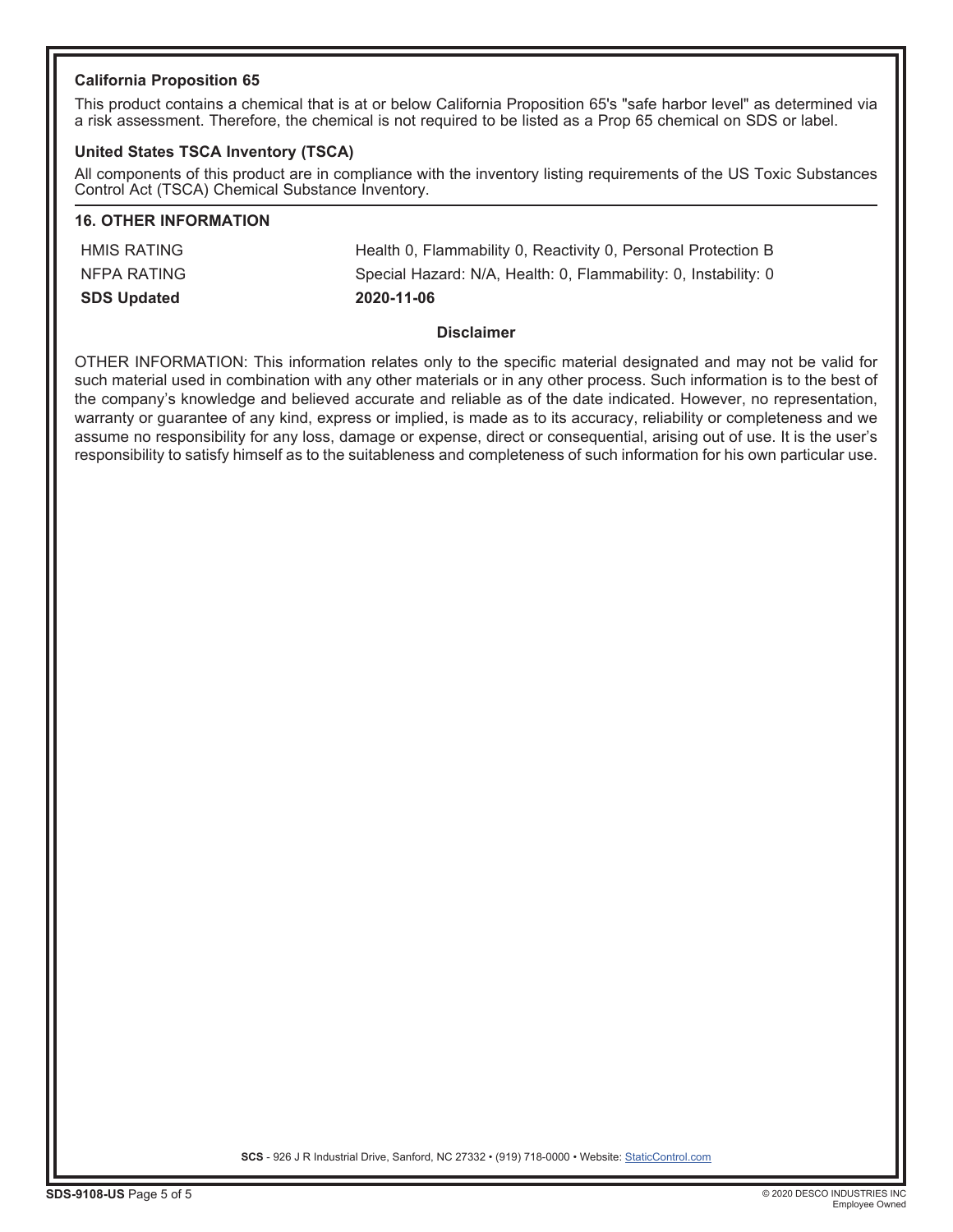**California Proposition 65**

This product contains a chemical that is at or below California Proposition 65's "safe harbor level" as determined via a risk assessment. Therefore, the chemical is not required to be listed as a Prop 65 chemical on SDS or label.

**United States TSCA Inventory (TSCA)**

All components of this product are in compliance with the inventory listing requirements of the US Toxic Substances Control Act (TSCA) Chemical Substance Inventory.

## 16. OTHER INFORMATION

| | |
|---|---|
| HMIS RATING | Health 0, Flammability 0, Reactivity 0, Personal Protection B |
| NFPA RATING | Special Hazard: N/A, Health: 0, Flammability: 0, Instability: 0 |
| **SDS Updated** | **2020-11-06** |

**Disclaimer**

OTHER INFORMATION: This information relates only to the specific material designated and may not be valid for such material used in combination with any other materials or in any other process. Such information is to the best of the company's knowledge and believed accurate and reliable as of the date indicated. However, no representation, warranty or guarantee of any kind, express or implied, is made as to its accuracy, reliability or completeness and we assume no responsibility for any loss, damage or expense, direct or consequential, arising out of use. It is the user's responsibility to satisfy himself as to the suitableness and completeness of such information for his own particular use.

**SCS** - 926 J R Industrial Drive, Sanford, NC 27332 • (919) 718-0000 • Website: StaticControl.com

**SDS-9108-US**

© 2020 DESCO INDUSTRIES INC
Employee Owned